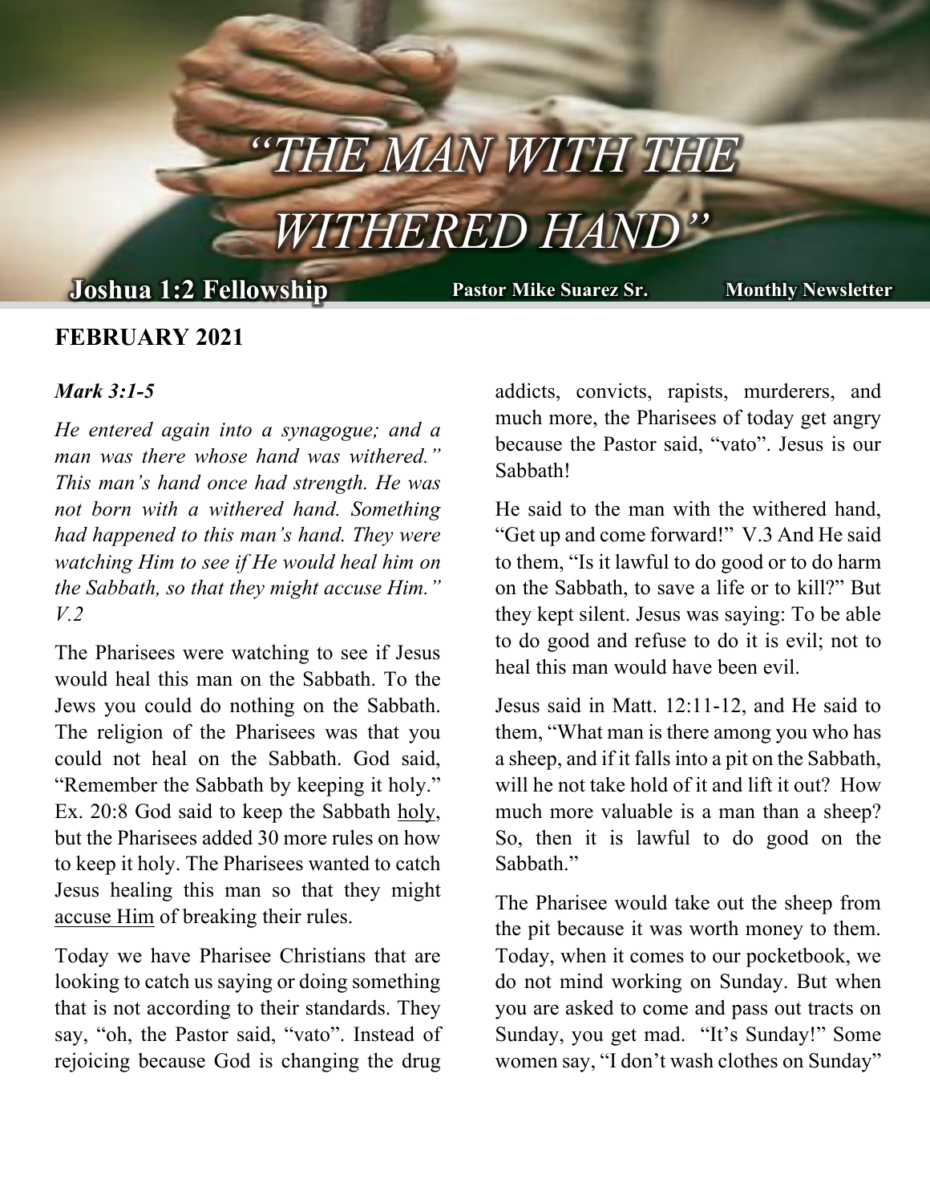# "THE MAN WITH THE WITHERED HAND"

**Joshua 1:2 Fellowship** **Pastor Mike Suarez Sr.** **Monthly Newsletter**

## FEBRUARY 2021

***Mark 3:1-5***

*He entered again into a synagogue; and a man was there whose hand was withered." This man's hand once had strength. He was not born with a withered hand. Something had happened to this man's hand. They were watching Him to see if He would heal him on the Sabbath, so that they might accuse Him." V.2*

The Pharisees were watching to see if Jesus would heal this man on the Sabbath. To the Jews you could do nothing on the Sabbath. The religion of the Pharisees was that you could not heal on the Sabbath. God said, "Remember the Sabbath by keeping it holy." Ex. 20:8 God said to keep the Sabbath <u>holy</u>, but the Pharisees added 30 more rules on how to keep it holy. The Pharisees wanted to catch Jesus healing this man so that they might <u>accuse Him</u> of breaking their rules.

Today we have Pharisee Christians that are looking to catch us saying or doing something that is not according to their standards. They say, "oh, the Pastor said, "vato". Instead of rejoicing because God is changing the drug addicts, convicts, rapists, murderers, and much more, the Pharisees of today get angry because the Pastor said, "vato". Jesus is our Sabbath!

He said to the man with the withered hand, "Get up and come forward!" V.3 And He said to them, "Is it lawful to do good or to do harm on the Sabbath, to save a life or to kill?" But they kept silent. Jesus was saying: To be able to do good and refuse to do it is evil; not to heal this man would have been evil.

Jesus said in Matt. 12:11-12, and He said to them, "What man is there among you who has a sheep, and if it falls into a pit on the Sabbath, will he not take hold of it and lift it out? How much more valuable is a man than a sheep? So, then it is lawful to do good on the Sabbath."

The Pharisee would take out the sheep from the pit because it was worth money to them. Today, when it comes to our pocketbook, we do not mind working on Sunday. But when you are asked to come and pass out tracts on Sunday, you get mad. "It's Sunday!" Some women say, "I don't wash clothes on Sunday"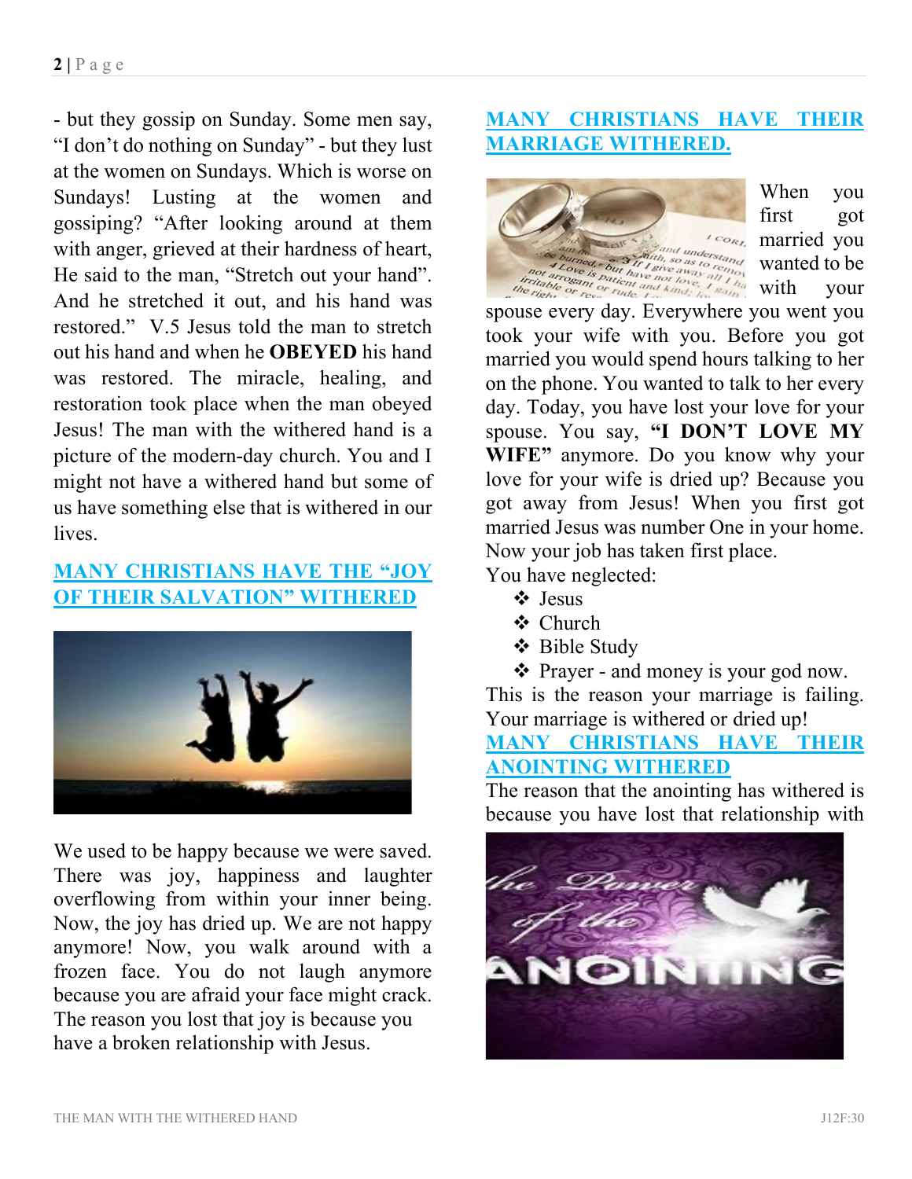- but they gossip on Sunday. Some men say, "I don't do nothing on Sunday" - but they lust at the women on Sundays. Which is worse on Sundays! Lusting at the women and gossiping? "After looking around at them with anger, grieved at their hardness of heart, He said to the man, "Stretch out your hand". And he stretched it out, and his hand was restored." V.5 Jesus told the man to stretch out his hand and when he **OBEYED** his hand was restored. The miracle, healing, and restoration took place when the man obeyed Jesus! The man with the withered hand is a picture of the modern-day church. You and I might not have a withered hand but some of us have something else that is withered in our lives.

## MANY CHRISTIANS HAVE THE "JOY OF THEIR SALVATION" WITHERED

We used to be happy because we were saved. There was joy, happiness and laughter overflowing from within your inner being. Now, the joy has dried up. We are not happy anymore! Now, you walk around with a frozen face. You do not laugh anymore because you are afraid your face might crack. The reason you lost that joy is because you have a broken relationship with Jesus.

## MANY CHRISTIANS HAVE THEIR MARRIAGE WITHERED.

When you first got married you wanted to be with your spouse every day. Everywhere you went you took your wife with you. Before you got married you would spend hours talking to her on the phone. You wanted to talk to her every day. Today, you have lost your love for your spouse. You say, **"I DON'T LOVE MY WIFE"** anymore. Do you know why your love for your wife is dried up? Because you got away from Jesus! When you first got married Jesus was number One in your home. Now your job has taken first place.

You have neglected:

- Jesus
- Church
- Bible Study
- Prayer - and money is your god now.

This is the reason your marriage is failing. Your marriage is withered or dried up!

## MANY CHRISTIANS HAVE THEIR ANOINTING WITHERED

The reason that the anointing has withered is because you have lost that relationship with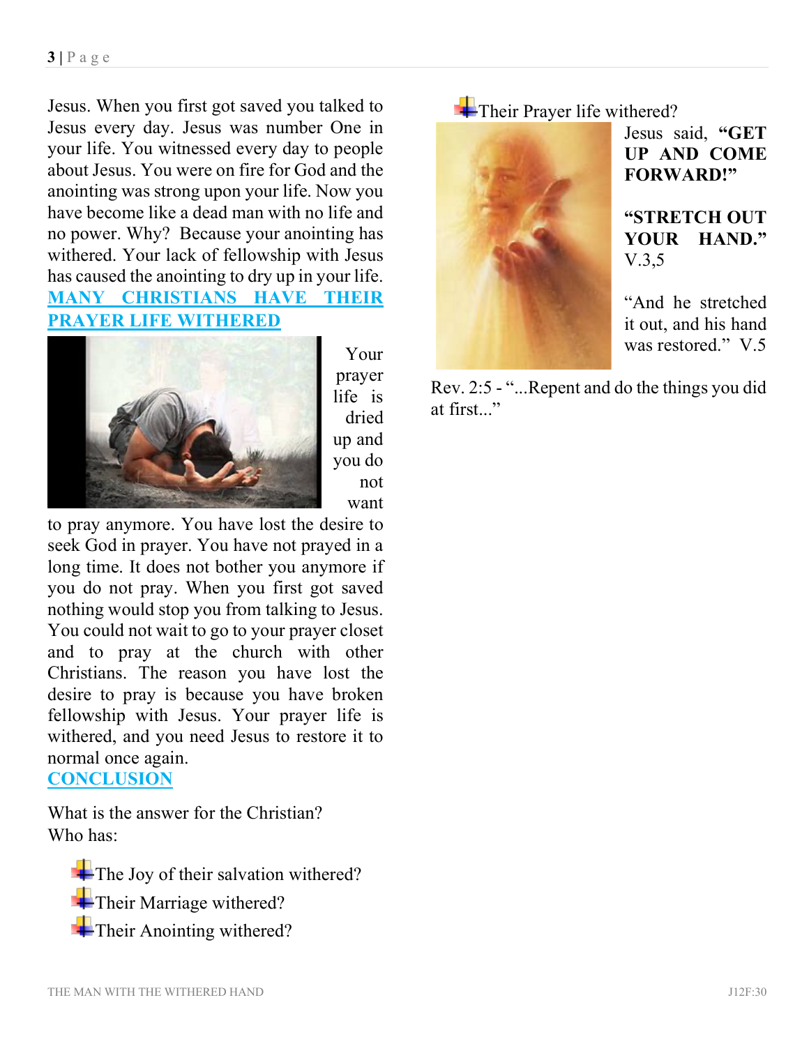Jesus. When you first got saved you talked to Jesus every day. Jesus was number One in your life. You witnessed every day to people about Jesus. You were on fire for God and the anointing was strong upon your life. Now you have become like a dead man with no life and no power. Why? Because your anointing has withered. Your lack of fellowship with Jesus has caused the anointing to dry up in your life.

## MANY CHRISTIANS HAVE THEIR PRAYER LIFE WITHERED

Your prayer life is dried up and you do not want to pray anymore. You have lost the desire to seek God in prayer. You have not prayed in a long time. It does not bother you anymore if you do not pray. When you first got saved nothing would stop you from talking to Jesus. You could not wait to go to your prayer closet and to pray at the church with other Christians. The reason you have lost the desire to pray is because you have broken fellowship with Jesus. Your prayer life is withered, and you need Jesus to restore it to normal once again.

## CONCLUSION

What is the answer for the Christian?
Who has:

- The Joy of their salvation withered?
- Their Marriage withered?
- Their Anointing withered?
- Their Prayer life withered?

Jesus said, **"GET UP AND COME FORWARD!"**

**"STRETCH OUT YOUR HAND."** V.3,5

"And he stretched it out, and his hand was restored." V.5

Rev. 2:5 - "...Repent and do the things you did at first..."